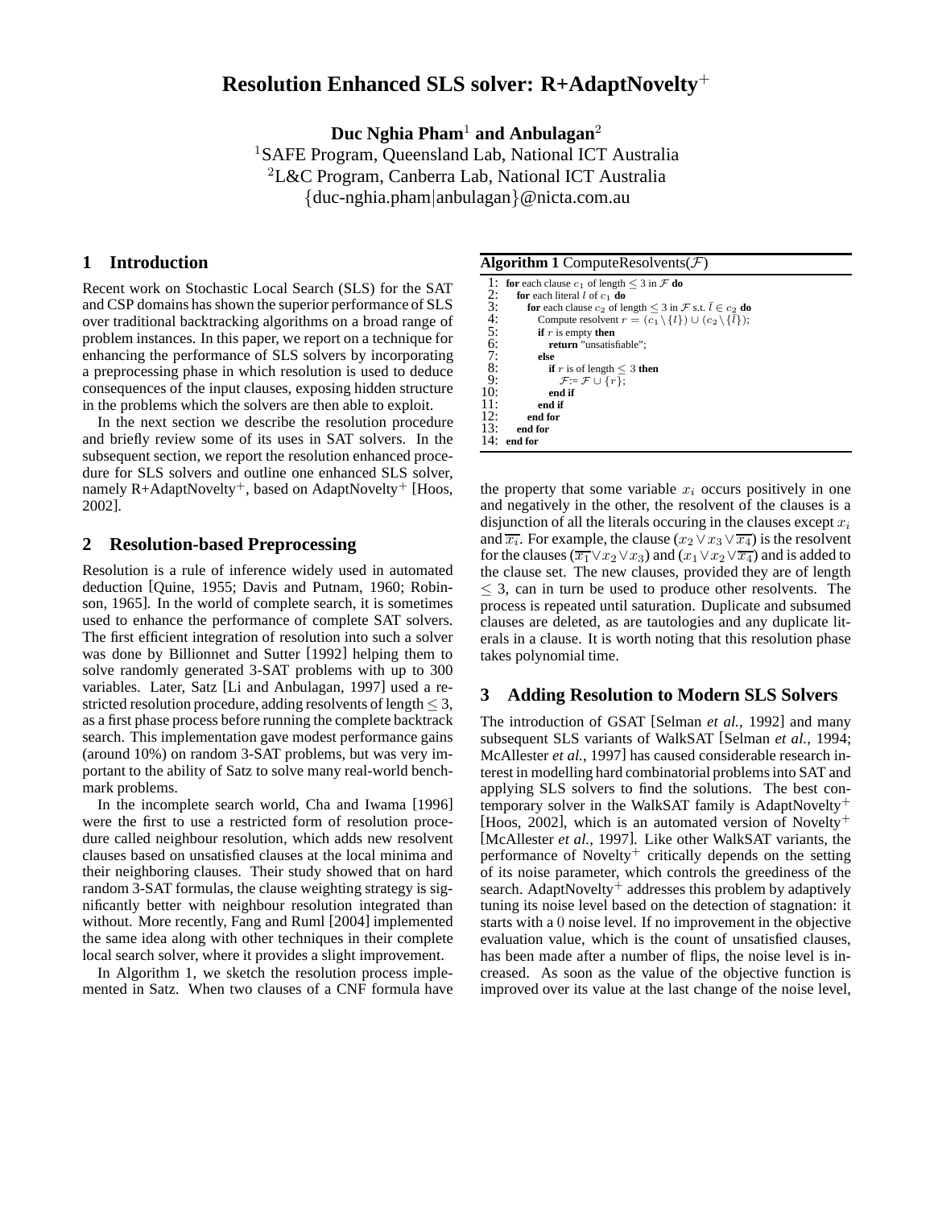# Resolution Enhanced SLS solver: R+AdaptNovelty$^+$

**Duc Nghia Pham**[1] **and Anbulagan**[2]

[1]SAFE Program, Queensland Lab, National ICT Australia
[2]L&C Program, Canberra Lab, National ICT Australia
{duc-nghia.pham|anbulagan}@nicta.com.au

## 1 Introduction

Recent work on Stochastic Local Search (SLS) for the SAT and CSP domains has shown the superior performance of SLS over traditional backtracking algorithms on a broad range of problem instances. In this paper, we report on a technique for enhancing the performance of SLS solvers by incorporating a preprocessing phase in which resolution is used to deduce consequences of the input clauses, exposing hidden structure in the problems which the solvers are then able to exploit.

In the next section we describe the resolution procedure and briefly review some of its uses in SAT solvers. In the subsequent section, we report the resolution enhanced procedure for SLS solvers and outline one enhanced SLS solver, namely R+AdaptNovelty$^+$, based on AdaptNovelty$^+$ [Hoos, 2002].

## 2 Resolution-based Preprocessing

Resolution is a rule of inference widely used in automated deduction [Quine, 1955; Davis and Putnam, 1960; Robinson, 1965]. In the world of complete search, it is sometimes used to enhance the performance of complete SAT solvers. The first efficient integration of resolution into such a solver was done by Billionnet and Sutter [1992] helping them to solve randomly generated 3-SAT problems with up to 300 variables. Later, Satz [Li and Anbulagan, 1997] used a restricted resolution procedure, adding resolvents of length $\leq 3$, as a first phase process before running the complete backtrack search. This implementation gave modest performance gains (around 10%) on random 3-SAT problems, but was very important to the ability of Satz to solve many real-world benchmark problems.

In the incomplete search world, Cha and Iwama [1996] were the first to use a restricted form of resolution procedure called neighbour resolution, which adds new resolvent clauses based on unsatisfied clauses at the local minima and their neighboring clauses. Their study showed that on hard random 3-SAT formulas, the clause weighting strategy is significantly better with neighbour resolution integrated than without. More recently, Fang and Ruml [2004] implemented the same idea along with other techniques in their complete local search solver, where it provides a slight improvement.

In Algorithm 1, we sketch the resolution process implemented in Satz. When two clauses of a CNF formula have the property that some variable $x_i$ occurs positively in one and negatively in the other, the resolvent of the clauses is a disjunction of all the literals occuring in the clauses except $x_i$ and $\overline{x_i}$. For example, the clause $(x_2 \vee x_3 \vee \overline{x_4})$ is the resolvent for the clauses $(\overline{x_1} \vee x_2 \vee x_3)$ and $(x_1 \vee x_2 \vee \overline{x_4})$ and is added to the clause set. The new clauses, provided they are of length $\leq 3$, can in turn be used to produce other resolvents. The process is repeated until saturation. Duplicate and subsumed clauses are deleted, as are tautologies and any duplicate literals in a clause. It is worth noting that this resolution phase takes polynomial time.

**Algorithm 1** ComputeResolvents($\mathcal{F}$)

```
1:  for each clause c1 of length ≤ 3 in F do
2:    for each literal l of c1 do
3:      for each clause c2 of length ≤ 3 in F s.t. l̄ ∈ c2 do
4:        Compute resolvent r = (c1 \ {l}) ∪ (c2 \ {l̄});
5:        if r is empty then
6:          return "unsatisfiable";
7:        else
8:          if r is of length ≤ 3 then
9:            F := F ∪ {r};
10:         end if
11:       end if
12:     end for
13:   end for
14: end for
```

## 3 Adding Resolution to Modern SLS Solvers

The introduction of GSAT [Selman *et al.*, 1992] and many subsequent SLS variants of WalkSAT [Selman *et al.*, 1994; McAllester *et al.*, 1997] has caused considerable research interest in modelling hard combinatorial problems into SAT and applying SLS solvers to find the solutions. The best contemporary solver in the WalkSAT family is AdaptNovelty$^+$ [Hoos, 2002], which is an automated version of Novelty$^+$ [McAllester *et al.*, 1997]. Like other WalkSAT variants, the performance of Novelty$^+$ critically depends on the setting of its noise parameter, which controls the greediness of the search. AdaptNovelty$^+$ addresses this problem by adaptively tuning its noise level based on the detection of stagnation: it starts with a 0 noise level. If no improvement in the objective evaluation value, which is the count of unsatisfied clauses, has been made after a number of flips, the noise level is increased. As soon as the value of the objective function is improved over its value at the last change of the noise level,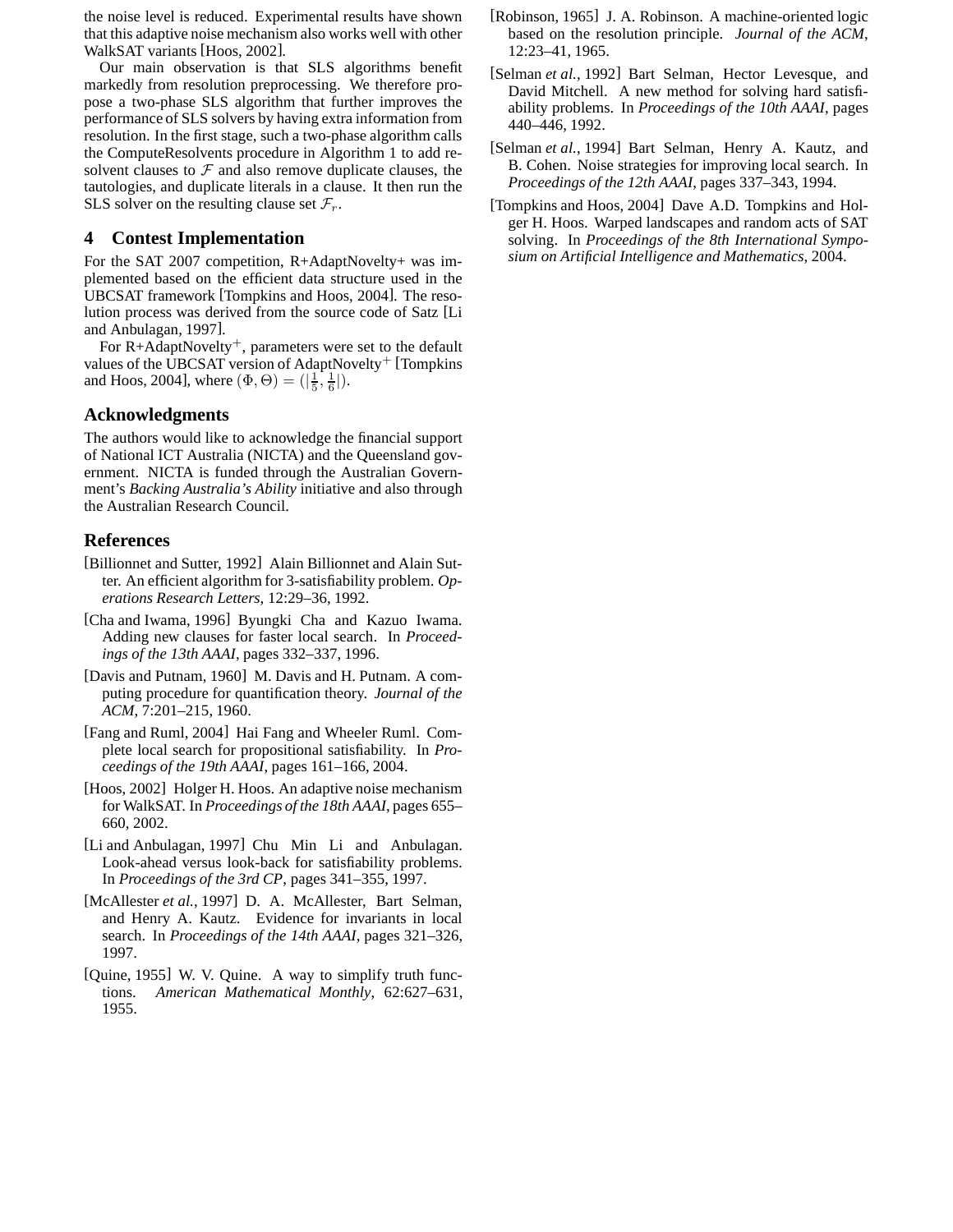the noise level is reduced. Experimental results have shown that this adaptive noise mechanism also works well with other WalkSAT variants [Hoos, 2002].

Our main observation is that SLS algorithms benefit markedly from resolution preprocessing. We therefore propose a two-phase SLS algorithm that further improves the performance of SLS solvers by having extra information from resolution. In the first stage, such a two-phase algorithm calls the ComputeResolvents procedure in Algorithm 1 to add resolvent clauses to $\mathcal{F}$ and also remove duplicate clauses, the tautologies, and duplicate literals in a clause. It then run the SLS solver on the resulting clause set $\mathcal{F}_r$.

## 4 Contest Implementation

For the SAT 2007 competition, R+AdaptNovelty+ was implemented based on the efficient data structure used in the UBCSAT framework [Tompkins and Hoos, 2004]. The resolution process was derived from the source code of Satz [Li and Anbulagan, 1997].

For R+AdaptNovelty$^+$, parameters were set to the default values of the UBCSAT version of AdaptNovelty$^+$ [Tompkins and Hoos, 2004], where $(\Phi, \Theta) = (|\frac{1}{5}, \frac{1}{6}|)$.

## Acknowledgments

The authors would like to acknowledge the financial support of National ICT Australia (NICTA) and the Queensland government. NICTA is funded through the Australian Government's *Backing Australia's Ability* initiative and also through the Australian Research Council.

## References

[Billionnet and Sutter, 1992] Alain Billionnet and Alain Sutter. An efficient algorithm for 3-satisfiability problem. *Operations Research Letters*, 12:29–36, 1992.

[Cha and Iwama, 1996] Byungki Cha and Kazuo Iwama. Adding new clauses for faster local search. In *Proceedings of the 13th AAAI*, pages 332–337, 1996.

[Davis and Putnam, 1960] M. Davis and H. Putnam. A computing procedure for quantification theory. *Journal of the ACM*, 7:201–215, 1960.

[Fang and Ruml, 2004] Hai Fang and Wheeler Ruml. Complete local search for propositional satisfiability. In *Proceedings of the 19th AAAI*, pages 161–166, 2004.

[Hoos, 2002] Holger H. Hoos. An adaptive noise mechanism for WalkSAT. In *Proceedings of the 18th AAAI*, pages 655–660, 2002.

[Li and Anbulagan, 1997] Chu Min Li and Anbulagan. Look-ahead versus look-back for satisfiability problems. In *Proceedings of the 3rd CP*, pages 341–355, 1997.

[McAllester *et al.*, 1997] D. A. McAllester, Bart Selman, and Henry A. Kautz. Evidence for invariants in local search. In *Proceedings of the 14th AAAI*, pages 321–326, 1997.

[Quine, 1955] W. V. Quine. A way to simplify truth functions. *American Mathematical Monthly*, 62:627–631, 1955.

[Robinson, 1965] J. A. Robinson. A machine-oriented logic based on the resolution principle. *Journal of the ACM*, 12:23–41, 1965.

[Selman *et al.*, 1992] Bart Selman, Hector Levesque, and David Mitchell. A new method for solving hard satisfiability problems. In *Proceedings of the 10th AAAI*, pages 440–446, 1992.

[Selman *et al.*, 1994] Bart Selman, Henry A. Kautz, and B. Cohen. Noise strategies for improving local search. In *Proceedings of the 12th AAAI*, pages 337–343, 1994.

[Tompkins and Hoos, 2004] Dave A.D. Tompkins and Holger H. Hoos. Warped landscapes and random acts of SAT solving. In *Proceedings of the 8th International Symposium on Artificial Intelligence and Mathematics*, 2004.